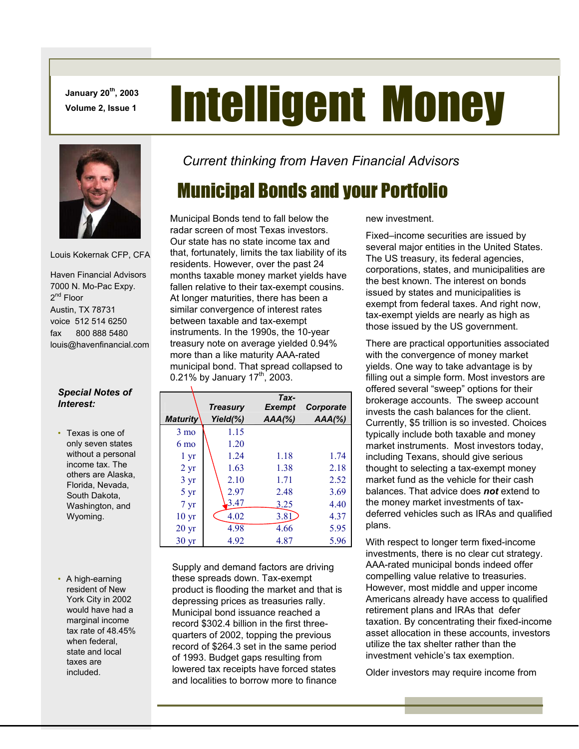# Intelligent Money

January 20th, 2003
Volume 2, Issue 1

Louis Kokernak CFP, CFA

Haven Financial Advisors
7000 N. Mo-Pac Expy.
2nd Floor
Austin, TX 78731
voice 512 514 6250
fax 800 888 5480
louis@havenfinancial.com

### *Special Notes of Interest:*

- Texas is one of only seven states without a personal income tax. The others are Alaska, Florida, Nevada, South Dakota, Washington, and Wyoming.

- A high-earning resident of New York City in 2002 would have had a marginal income tax rate of 48.45% when federal, state and local taxes are included.

*Current thinking from Haven Financial Advisors*

## Municipal Bonds and your Portfolio

Municipal Bonds tend to fall below the radar screen of most Texas investors. Our state has no state income tax and that, fortunately, limits the tax liability of its residents. However, over the past 24 months taxable money market yields have fallen relative to their tax-exempt cousins. At longer maturities, there has been a similar convergence of interest rates between taxable and tax-exempt instruments. In the 1990s, the 10-year treasury note on average yielded 0.94% more than a like maturity AAA-rated municipal bond. That spread collapsed to 0.21% by January 17th, 2003.

| Maturity | Treasury Yield(%) | Tax-Exempt AAA(%) | Corporate AAA(%) |
|---|---|---|---|
| 3 mo | 1.15 | | |
| 6 mo | 1.20 | | |
| 1 yr | 1.24 | 1.18 | 1.74 |
| 2 yr | 1.63 | 1.38 | 2.18 |
| 3 yr | 2.10 | 1.71 | 2.52 |
| 5 yr | 2.97 | 2.48 | 3.69 |
| 7 yr | 3.47 | 3.25 | 4.40 |
| 10 yr | 4.02 | 3.81 | 4.37 |
| 20 yr | 4.98 | 4.66 | 5.95 |
| 30 yr | 4.92 | 4.87 | 5.96 |

Supply and demand factors are driving these spreads down. Tax-exempt product is flooding the market and that is depressing prices as treasuries rally. Municipal bond issuance reached a record $302.4 billion in the first three-quarters of 2002, topping the previous record of $264.3 set in the same period of 1993. Budget gaps resulting from lowered tax receipts have forced states and localities to borrow more to finance new investment.

Fixed–income securities are issued by several major entities in the United States. The US treasury, its federal agencies, corporations, states, and municipalities are the best known. The interest on bonds issued by states and municipalities is exempt from federal taxes. And right now, tax-exempt yields are nearly as high as those issued by the US government.

There are practical opportunities associated with the convergence of money market yields. One way to take advantage is by filling out a simple form. Most investors are offered several "sweep" options for their brokerage accounts. The sweep account invests the cash balances for the client. Currently, $5 trillion is so invested. Choices typically include both taxable and money market instruments. Most investors today, including Texans, should give serious thought to selecting a tax-exempt money market fund as the vehicle for their cash balances. That advice does ***not*** extend to the money market investments of tax-deferred vehicles such as IRAs and qualified plans.

With respect to longer term fixed-income investments, there is no clear cut strategy. AAA-rated municipal bonds indeed offer compelling value relative to treasuries. However, most middle and upper income Americans already have access to qualified retirement plans and IRAs that defer taxation. By concentrating their fixed-income asset allocation in these accounts, investors utilize the tax shelter rather than the investment vehicle's tax exemption.

Older investors may require income from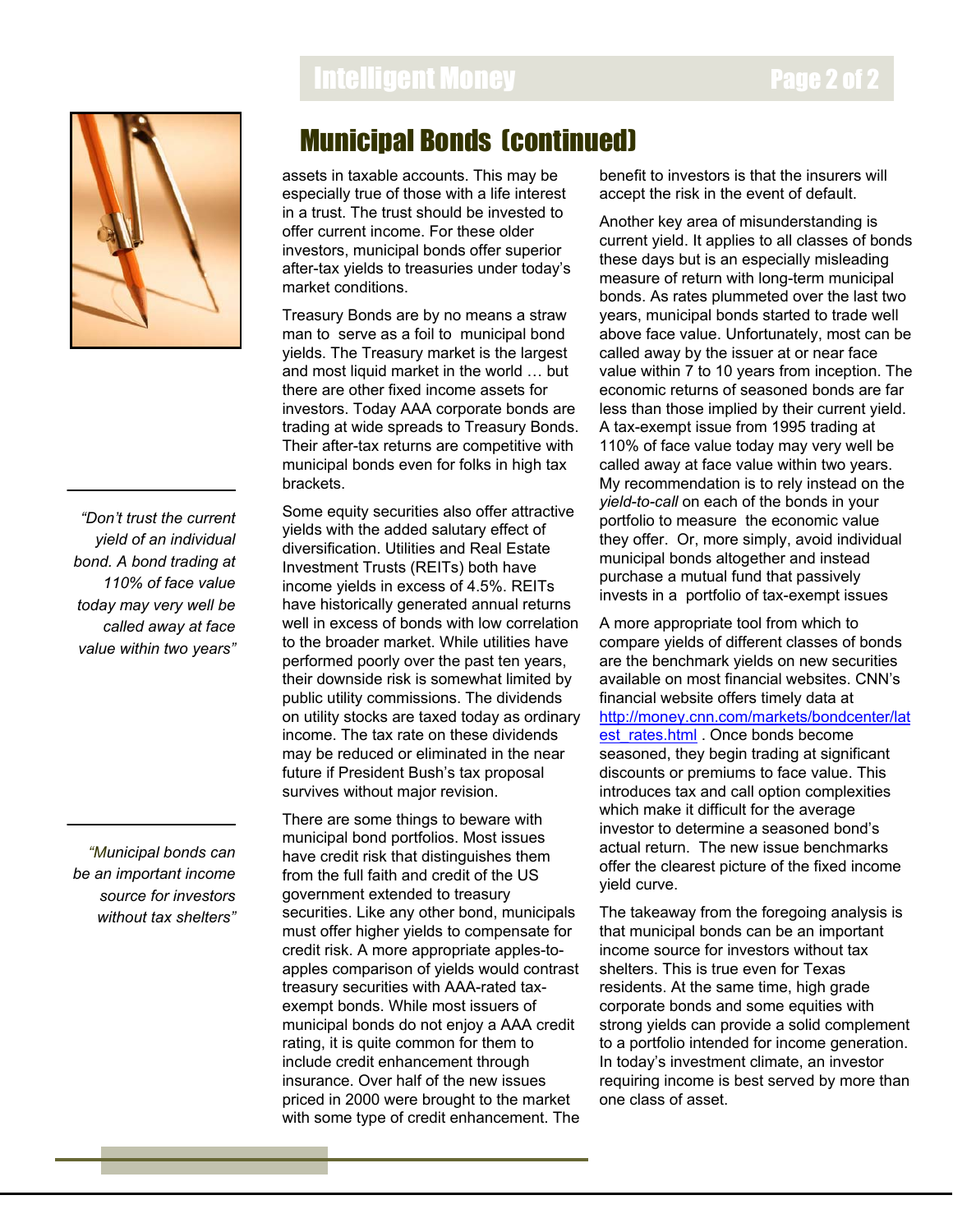## Municipal Bonds (continued)

assets in taxable accounts. This may be especially true of those with a life interest in a trust. The trust should be invested to offer current income. For these older investors, municipal bonds offer superior after-tax yields to treasuries under today's market conditions.

Treasury Bonds are by no means a straw man to serve as a foil to municipal bond yields. The Treasury market is the largest and most liquid market in the world … but there are other fixed income assets for investors. Today AAA corporate bonds are trading at wide spreads to Treasury Bonds. Their after-tax returns are competitive with municipal bonds even for folks in high tax brackets.

Some equity securities also offer attractive yields with the added salutary effect of diversification. Utilities and Real Estate Investment Trusts (REITs) both have income yields in excess of 4.5%. REITs have historically generated annual returns well in excess of bonds with low correlation to the broader market. While utilities have performed poorly over the past ten years, their downside risk is somewhat limited by public utility commissions. The dividends on utility stocks are taxed today as ordinary income. The tax rate on these dividends may be reduced or eliminated in the near future if President Bush's tax proposal survives without major revision.

There are some things to beware with municipal bond portfolios. Most issues have credit risk that distinguishes them from the full faith and credit of the US government extended to treasury securities. Like any other bond, municipals must offer higher yields to compensate for credit risk. A more appropriate apples-to-apples comparison of yields would contrast treasury securities with AAA-rated tax-exempt bonds. While most issuers of municipal bonds do not enjoy a AAA credit rating, it is quite common for them to include credit enhancement through insurance. Over half of the new issues priced in 2000 were brought to the market with some type of credit enhancement. The benefit to investors is that the insurers will accept the risk in the event of default.

Another key area of misunderstanding is current yield. It applies to all classes of bonds these days but is an especially misleading measure of return with long-term municipal bonds. As rates plummeted over the last two years, municipal bonds started to trade well above face value. Unfortunately, most can be called away by the issuer at or near face value within 7 to 10 years from inception. The economic returns of seasoned bonds are far less than those implied by their current yield. A tax-exempt issue from 1995 trading at 110% of face value today may very well be called away at face value within two years. My recommendation is to rely instead on the *yield-to-call* on each of the bonds in your portfolio to measure the economic value they offer. Or, more simply, avoid individual municipal bonds altogether and instead purchase a mutual fund that passively invests in a portfolio of tax-exempt issues

A more appropriate tool from which to compare yields of different classes of bonds are the benchmark yields on new securities available on most financial websites. CNN's financial website offers timely data at http://money.cnn.com/markets/bondcenter/latest_rates.html . Once bonds become seasoned, they begin trading at significant discounts or premiums to face value. This introduces tax and call option complexities which make it difficult for the average investor to determine a seasoned bond's actual return. The new issue benchmarks offer the clearest picture of the fixed income yield curve.

The takeaway from the foregoing analysis is that municipal bonds can be an important income source for investors without tax shelters. This is true even for Texas residents. At the same time, high grade corporate bonds and some equities with strong yields can provide a solid complement to a portfolio intended for income generation. In today's investment climate, an investor requiring income is best served by more than one class of asset.

*"Don't trust the current yield of an individual bond. A bond trading at 110% of face value today may very well be called away at face value within two years"*

*"Municipal bonds can be an important income source for investors without tax shelters"*